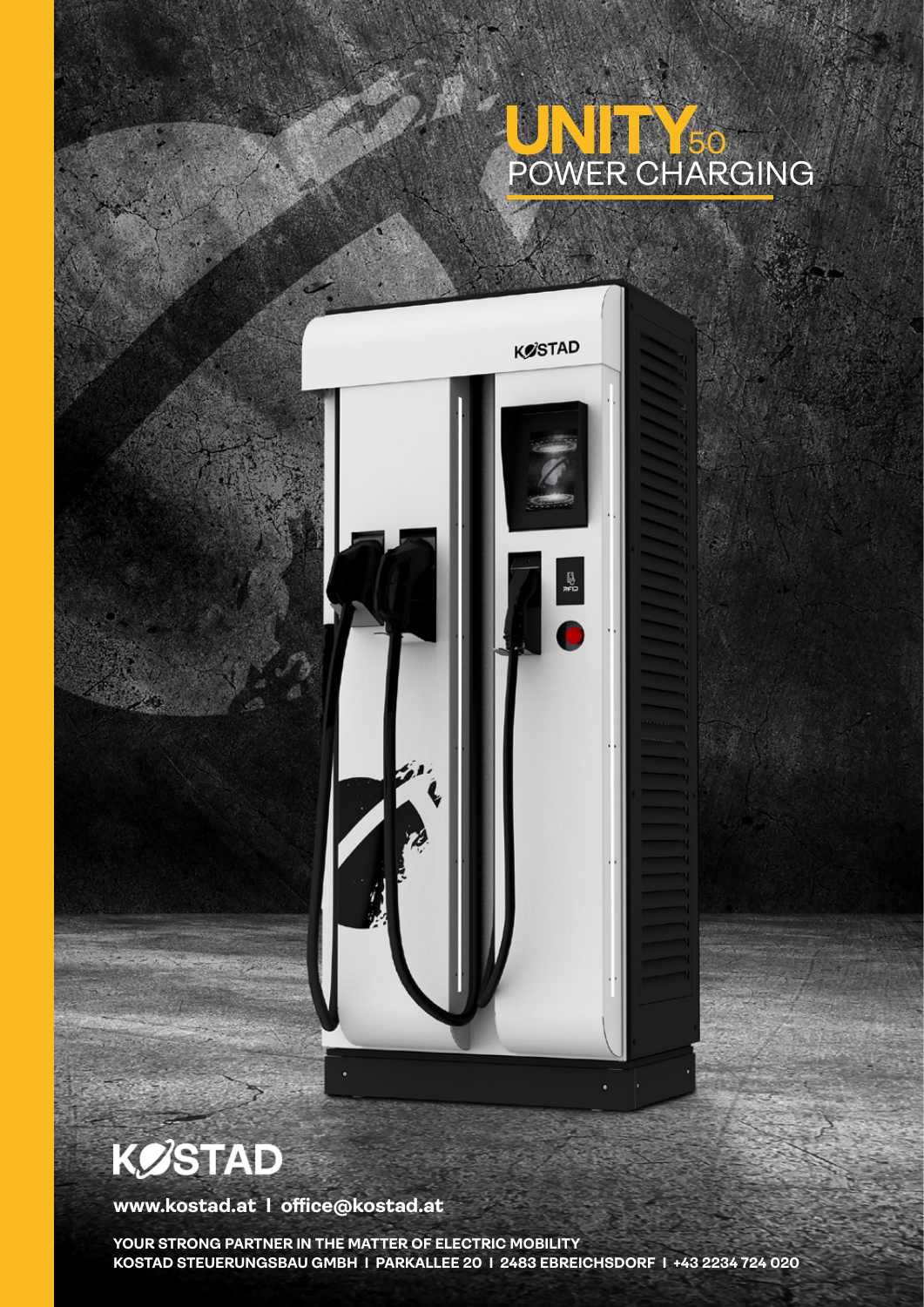# UNITY50 POWER CHARGING

KOSTAD

www.kostad.at | office@kostad.at

YOUR STRONG PARTNER IN THE MATTER OF ELECTRIC MOBILITY
KOSTAD STEUERUNGSBAU GMBH | PARKALLEE 20 | 2483 EBREICHSDORF | +43 2234 724 020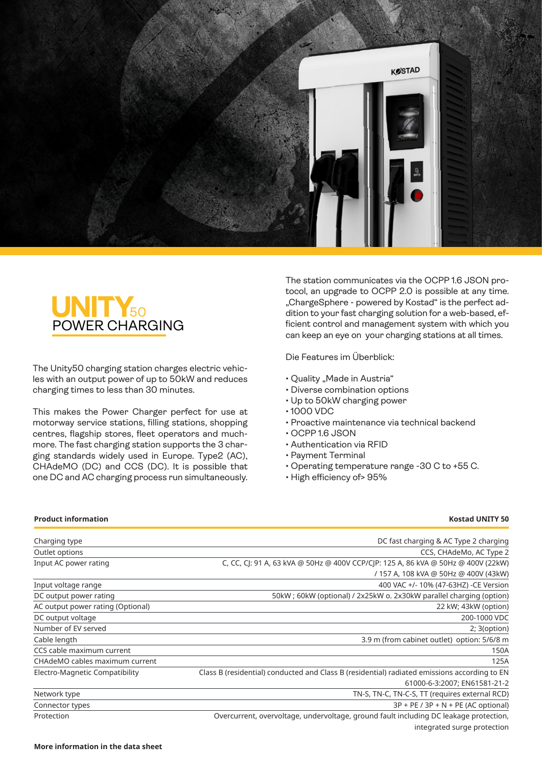# UNITY50

## POWER CHARGING

The Unity50 charging station charges electric vehicles with an output power of up to 50kW and reduces charging times to less than 30 minutes.

This makes the Power Charger perfect for use at motorway service stations, filling stations, shopping centres, flagship stores, fleet operators and much-more. The fast charging station supports the 3 charging standards widely used in Europe. Type2 (AC), CHAdeMO (DC) and CCS (DC). It is possible that one DC and AC charging process run simultaneously.

The station communicates via the OCPP 1.6 JSON protocol, an upgrade to OCPP 2.0 is possible at any time. „ChargeSphere - powered by Kostad“ is the perfect addition to your fast charging solution for a web-based, efficient control and management system with which you can keep an eye on your charging stations at all times.

Die Features im Überblick:

- Quality „Made in Austria“
- Diverse combination options
- Up to 50kW charging power
- 1000 VDC
- Proactive maintenance via technical backend
- OCPP 1.6 JSON
- Authentication via RFID
- Payment Terminal
- Operating temperature range -30 C to +55 C.
- High efficiency of> 95%

| **Product information** | **Kostad UNITY 50** |
|---|---|
| Charging type | DC fast charging & AC Type 2 charging |
| Outlet options | CCS, CHAdeMo, AC Type 2 |
| Input AC power rating | C, CC, CJ: 91 A, 63 kVA @ 50Hz @ 400V CCP/CJP: 125 A, 86 kVA @ 50Hz @ 400V (22kW) / 157 A, 108 kVA @ 50Hz @ 400V (43kW) |
| Input voltage range | 400 VAC +/- 10% (47-63HZ) -CE Version |
| DC output power rating | 50kW ; 60kW (optional) / 2x25kW o. 2x30kW parallel charging (option) |
| AC output power rating (Optional) | 22 kW; 43kW (option) |
| DC output voltage | 200-1000 VDC |
| Number of EV served | 2; 3(option) |
| Cable length | 3.9 m (from cabinet outlet) option: 5/6/8 m |
| CCS cable maximum current | 150A |
| CHAdeMO cables maximum current | 125A |
| Electro-Magnetic Compatibility | Class B (residential) conducted and Class B (residential) radiated emissions according to EN 61000-6-3:2007; EN61581-21-2 |
| Network type | TN-S, TN-C, TN-C-S, TT (requires external RCD) |
| Connector types | 3P + PE / 3P + N + PE (AC optional) |
| Protection | Overcurrent, overvoltage, undervoltage, ground fault including DC leakage protection, integrated surge protection |

**More information in the data sheet**